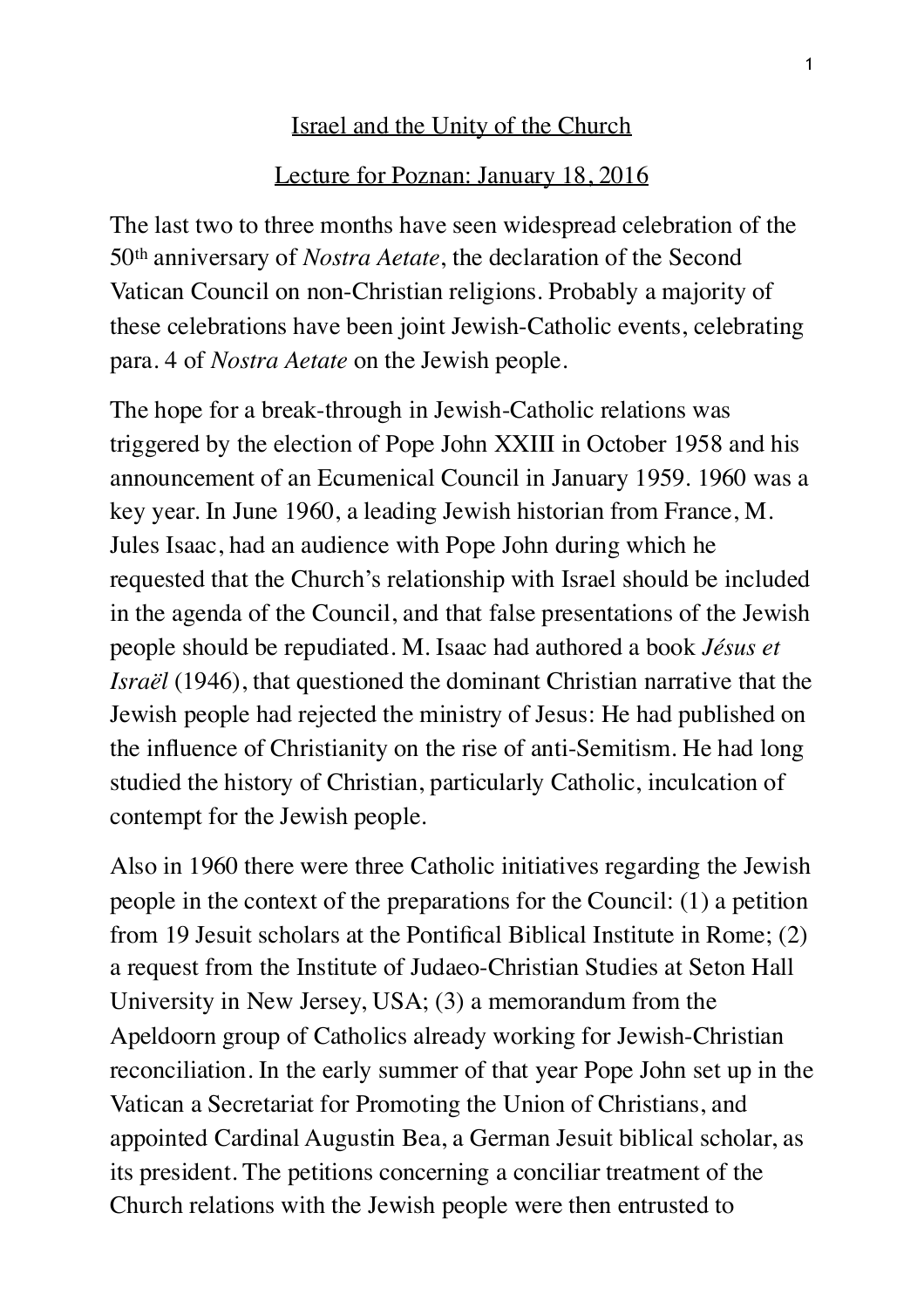# Israel and the Unity of the Church

## Lecture for Poznan: January 18, 2016

The last two to three months have seen widespread celebration of the 50th anniversary of *Nostra Aetate*, the declaration of the Second Vatican Council on non-Christian religions. Probably a majority of these celebrations have been joint Jewish-Catholic events, celebrating para. 4 of *Nostra Aetate* on the Jewish people.

The hope for a break-through in Jewish-Catholic relations was triggered by the election of Pope John XXIII in October 1958 and his announcement of an Ecumenical Council in January 1959. 1960 was a key year. In June 1960, a leading Jewish historian from France, M. Jules Isaac, had an audience with Pope John during which he requested that the Church's relationship with Israel should be included in the agenda of the Council, and that false presentations of the Jewish people should be repudiated. M. Isaac had authored a book *Jésus et Israël* (1946), that questioned the dominant Christian narrative that the Jewish people had rejected the ministry of Jesus: He had published on the influence of Christianity on the rise of anti-Semitism. He had long studied the history of Christian, particularly Catholic, inculcation of contempt for the Jewish people.

Also in 1960 there were three Catholic initiatives regarding the Jewish people in the context of the preparations for the Council: (1) a petition from 19 Jesuit scholars at the Pontifical Biblical Institute in Rome; (2) a request from the Institute of Judaeo-Christian Studies at Seton Hall University in New Jersey, USA; (3) a memorandum from the Apeldoorn group of Catholics already working for Jewish-Christian reconciliation. In the early summer of that year Pope John set up in the Vatican a Secretariat for Promoting the Union of Christians, and appointed Cardinal Augustin Bea, a German Jesuit biblical scholar, as its president. The petitions concerning a conciliar treatment of the Church relations with the Jewish people were then entrusted to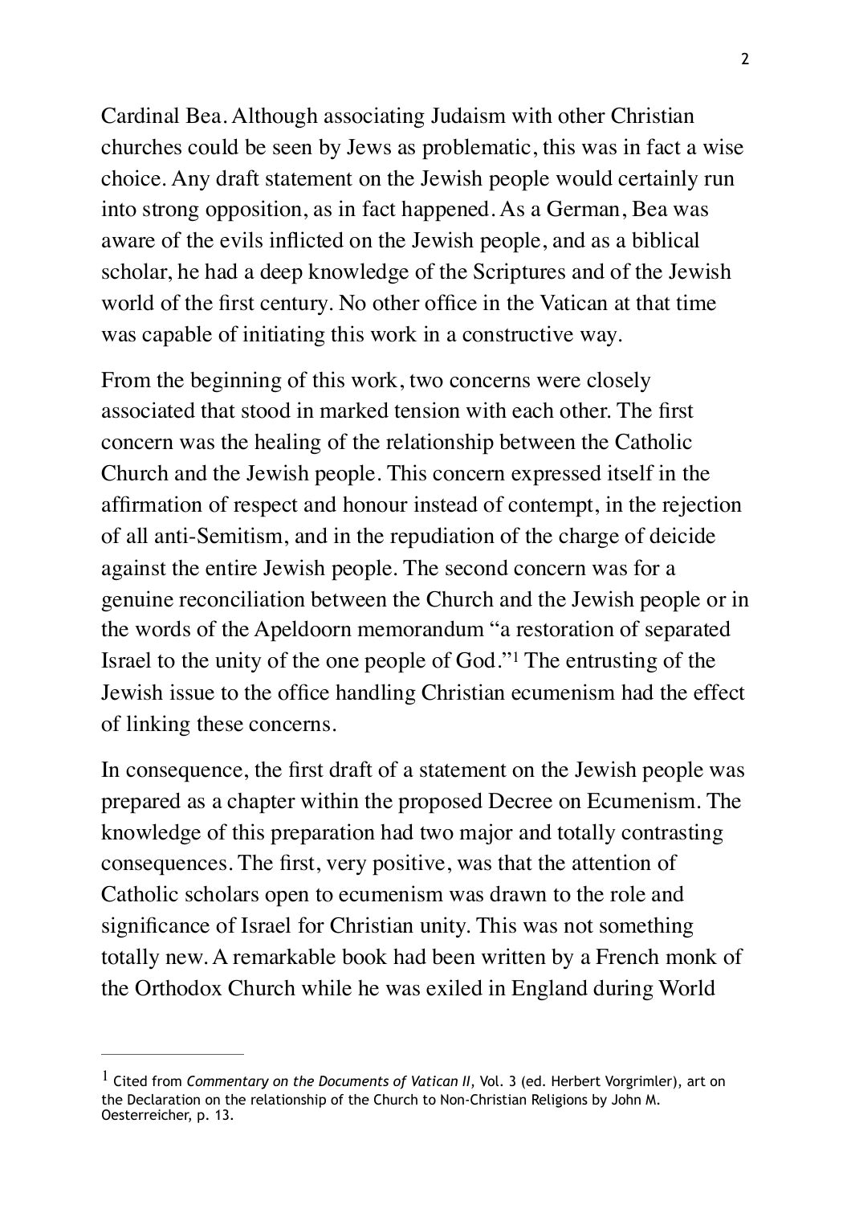Cardinal Bea. Although associating Judaism with other Christian churches could be seen by Jews as problematic, this was in fact a wise choice. Any draft statement on the Jewish people would certainly run into strong opposition, as in fact happened. As a German, Bea was aware of the evils inflicted on the Jewish people, and as a biblical scholar, he had a deep knowledge of the Scriptures and of the Jewish world of the first century. No other office in the Vatican at that time was capable of initiating this work in a constructive way.

From the beginning of this work, two concerns were closely associated that stood in marked tension with each other. The first concern was the healing of the relationship between the Catholic Church and the Jewish people. This concern expressed itself in the affirmation of respect and honour instead of contempt, in the rejection of all anti-Semitism, and in the repudiation of the charge of deicide against the entire Jewish people. The second concern was for a genuine reconciliation between the Church and the Jewish people or in the words of the Apeldoorn memorandum "a restoration of separated Israel to the unity of the one people of God."[1] The entrusting of the Jewish issue to the office handling Christian ecumenism had the effect of linking these concerns.

In consequence, the first draft of a statement on the Jewish people was prepared as a chapter within the proposed Decree on Ecumenism. The knowledge of this preparation had two major and totally contrasting consequences. The first, very positive, was that the attention of Catholic scholars open to ecumenism was drawn to the role and significance of Israel for Christian unity. This was not something totally new. A remarkable book had been written by a French monk of the Orthodox Church while he was exiled in England during World

---

[1] Cited from *Commentary on the Documents of Vatican II*, Vol. 3 (ed. Herbert Vorgrimler), art on the Declaration on the relationship of the Church to Non-Christian Religions by John M. Oesterreicher, p. 13.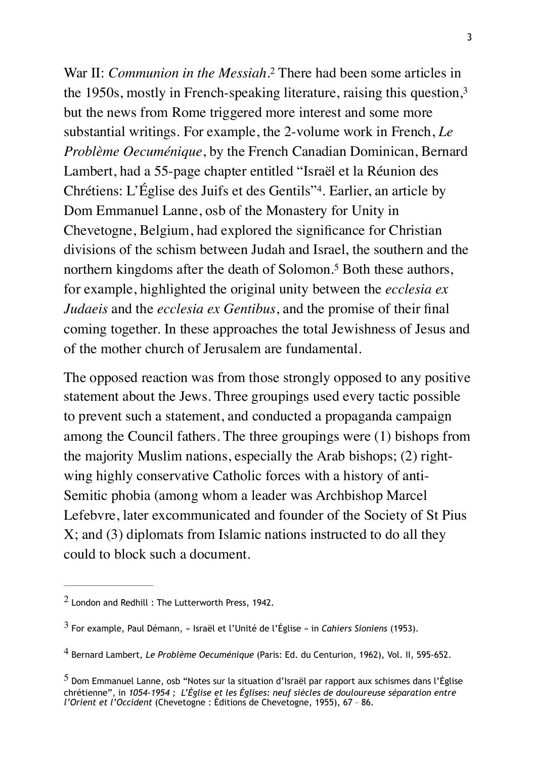War II: *Communion in the Messiah*.[2] There had been some articles in the 1950s, mostly in French-speaking literature, raising this question,[3] but the news from Rome triggered more interest and some more substantial writings. For example, the 2-volume work in French, *Le Problème Oecuménique*, by the French Canadian Dominican, Bernard Lambert, had a 55-page chapter entitled "Israël et la Réunion des Chrétiens: L'Église des Juifs et des Gentils"[4]. Earlier, an article by Dom Emmanuel Lanne, osb of the Monastery for Unity in Chevetogne, Belgium, had explored the significance for Christian divisions of the schism between Judah and Israel, the southern and the northern kingdoms after the death of Solomon.[5] Both these authors, for example, highlighted the original unity between the *ecclesia ex Judaeis* and the *ecclesia ex Gentibus*, and the promise of their final coming together. In these approaches the total Jewishness of Jesus and of the mother church of Jerusalem are fundamental.

The opposed reaction was from those strongly opposed to any positive statement about the Jews. Three groupings used every tactic possible to prevent such a statement, and conducted a propaganda campaign among the Council fathers. The three groupings were (1) bishops from the majority Muslim nations, especially the Arab bishops; (2) right-wing highly conservative Catholic forces with a history of anti-Semitic phobia (among whom a leader was Archbishop Marcel Lefebvre, later excommunicated and founder of the Society of St Pius X; and (3) diplomats from Islamic nations instructed to do all they could to block such a document.

---

[2] London and Redhill : The Lutterworth Press, 1942.

[3] For example, Paul Démann, « Israël et l'Unité de l'Église » in *Cahiers Sioniens* (1953).

[4] Bernard Lambert, *Le Problème Oecuménique* (Paris: Ed. du Centurion, 1962), Vol. II, 595-652.

[5] Dom Emmanuel Lanne, osb "Notes sur la situation d'Israël par rapport aux schismes dans l'Église chrétienne", in *1054-1954 ; L'Église et les Églises: neuf siècles de douloureuse séparation entre l'Orient et l'Occident* (Chevetogne : Éditions de Chevetogne, 1955), 67 – 86.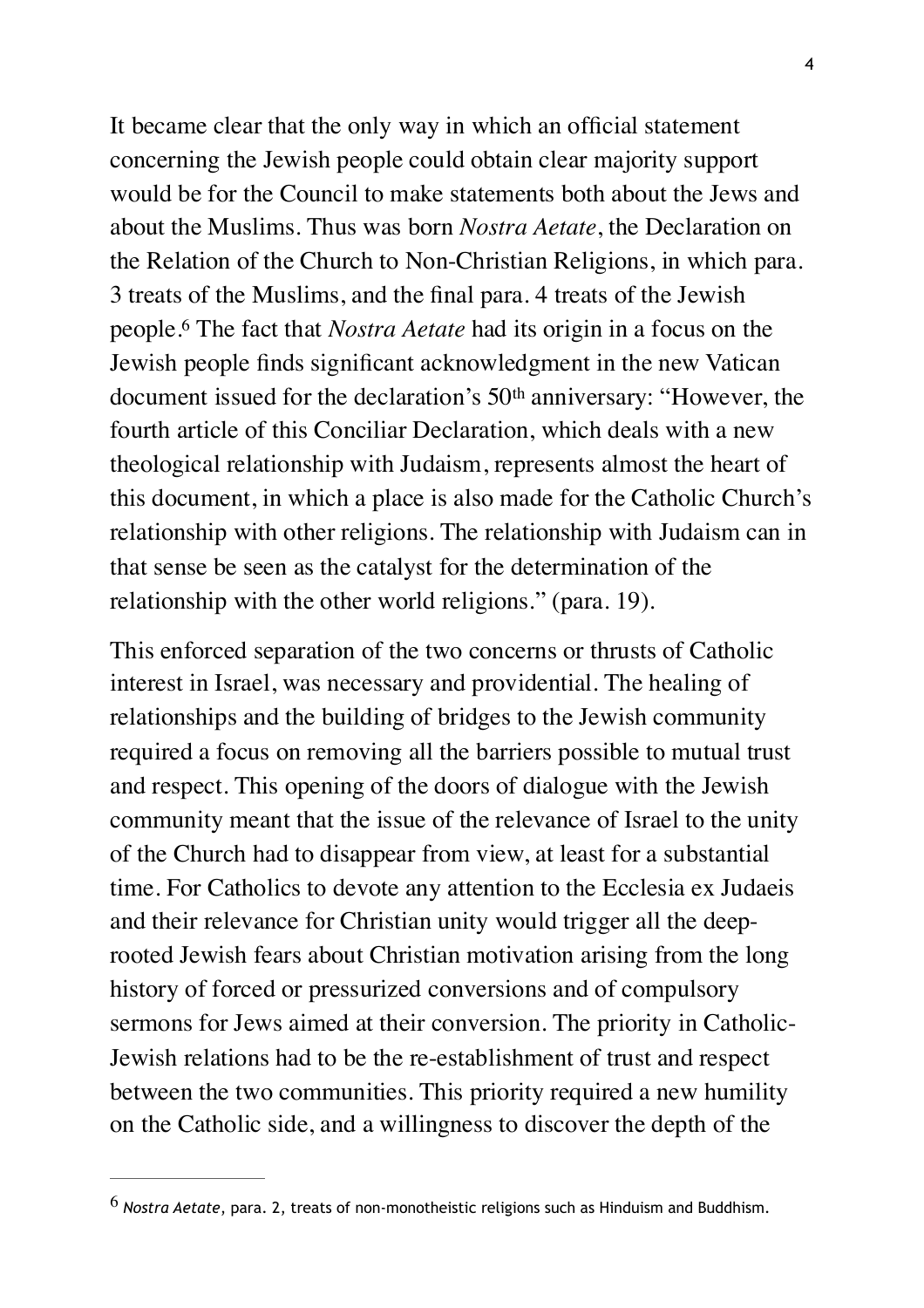It became clear that the only way in which an official statement concerning the Jewish people could obtain clear majority support would be for the Council to make statements both about the Jews and about the Muslims. Thus was born *Nostra Aetate*, the Declaration on the Relation of the Church to Non-Christian Religions, in which para. 3 treats of the Muslims, and the final para. 4 treats of the Jewish people.[6] The fact that *Nostra Aetate* had its origin in a focus on the Jewish people finds significant acknowledgment in the new Vatican document issued for the declaration's 50th anniversary: "However, the fourth article of this Conciliar Declaration, which deals with a new theological relationship with Judaism, represents almost the heart of this document, in which a place is also made for the Catholic Church's relationship with other religions. The relationship with Judaism can in that sense be seen as the catalyst for the determination of the relationship with the other world religions." (para. 19).

This enforced separation of the two concerns or thrusts of Catholic interest in Israel, was necessary and providential. The healing of relationships and the building of bridges to the Jewish community required a focus on removing all the barriers possible to mutual trust and respect. This opening of the doors of dialogue with the Jewish community meant that the issue of the relevance of Israel to the unity of the Church had to disappear from view, at least for a substantial time. For Catholics to devote any attention to the Ecclesia ex Judaeis and their relevance for Christian unity would trigger all the deep-rooted Jewish fears about Christian motivation arising from the long history of forced or pressurized conversions and of compulsory sermons for Jews aimed at their conversion. The priority in Catholic-Jewish relations had to be the re-establishment of trust and respect between the two communities. This priority required a new humility on the Catholic side, and a willingness to discover the depth of the

---

[6] *Nostra Aetate*, para. 2, treats of non-monotheistic religions such as Hinduism and Buddhism.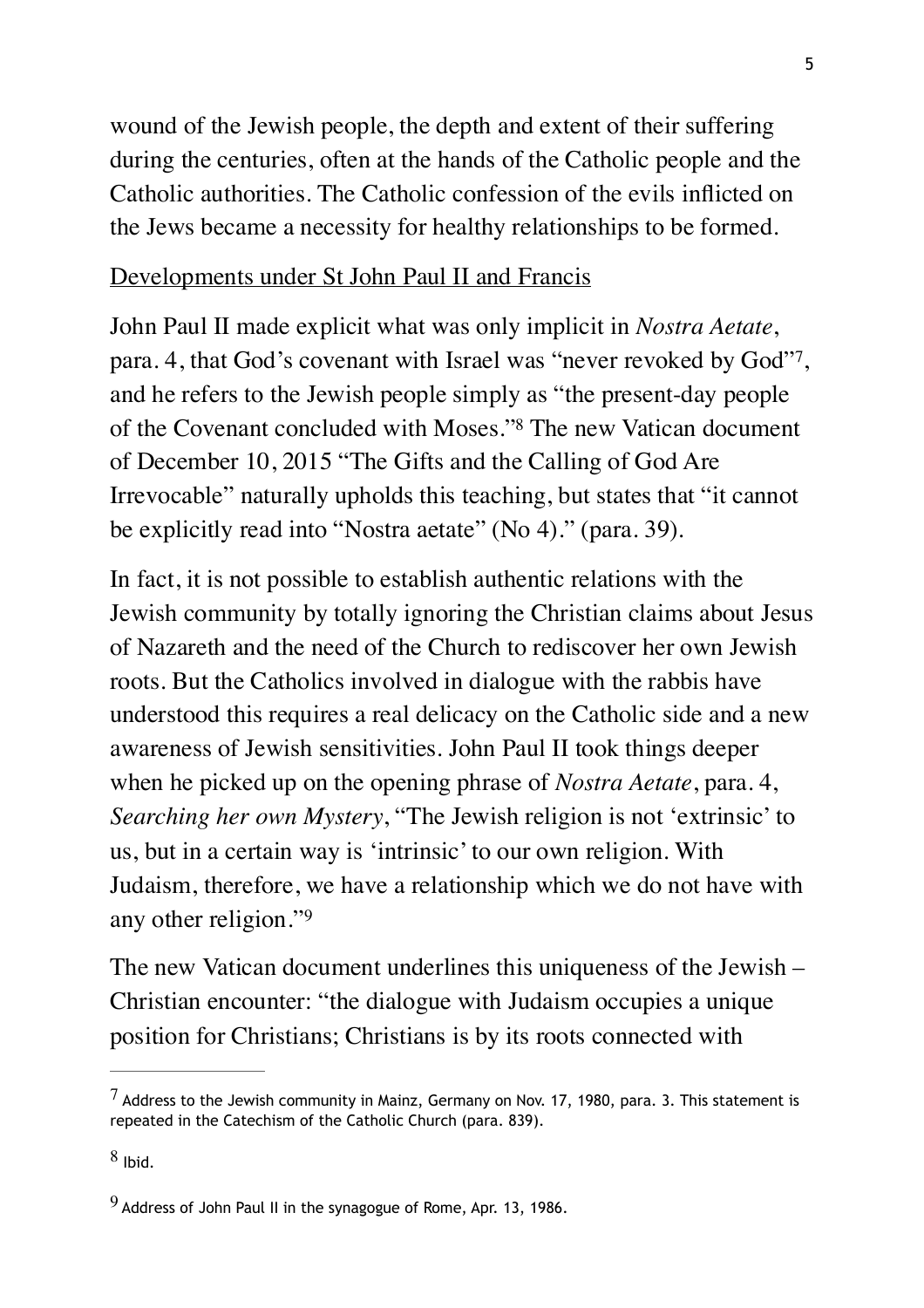wound of the Jewish people, the depth and extent of their suffering during the centuries, often at the hands of the Catholic people and the Catholic authorities. The Catholic confession of the evils inflicted on the Jews became a necessity for healthy relationships to be formed.

<u>Developments under St John Paul II and Francis</u>

John Paul II made explicit what was only implicit in *Nostra Aetate*, para. 4, that God's covenant with Israel was "never revoked by God"[7], and he refers to the Jewish people simply as "the present-day people of the Covenant concluded with Moses."[8] The new Vatican document of December 10, 2015 "The Gifts and the Calling of God Are Irrevocable" naturally upholds this teaching, but states that "it cannot be explicitly read into "Nostra aetate" (No 4)." (para. 39).

In fact, it is not possible to establish authentic relations with the Jewish community by totally ignoring the Christian claims about Jesus of Nazareth and the need of the Church to rediscover her own Jewish roots. But the Catholics involved in dialogue with the rabbis have understood this requires a real delicacy on the Catholic side and a new awareness of Jewish sensitivities. John Paul II took things deeper when he picked up on the opening phrase of *Nostra Aetate*, para. 4, *Searching her own Mystery*, "The Jewish religion is not 'extrinsic' to us, but in a certain way is 'intrinsic' to our own religion. With Judaism, therefore, we have a relationship which we do not have with any other religion."[9]

The new Vatican document underlines this uniqueness of the Jewish – Christian encounter: "the dialogue with Judaism occupies a unique position for Christians; Christians is by its roots connected with

---

[7] Address to the Jewish community in Mainz, Germany on Nov. 17, 1980, para. 3. This statement is repeated in the Catechism of the Catholic Church (para. 839).

[8] Ibid.

[9] Address of John Paul II in the synagogue of Rome, Apr. 13, 1986.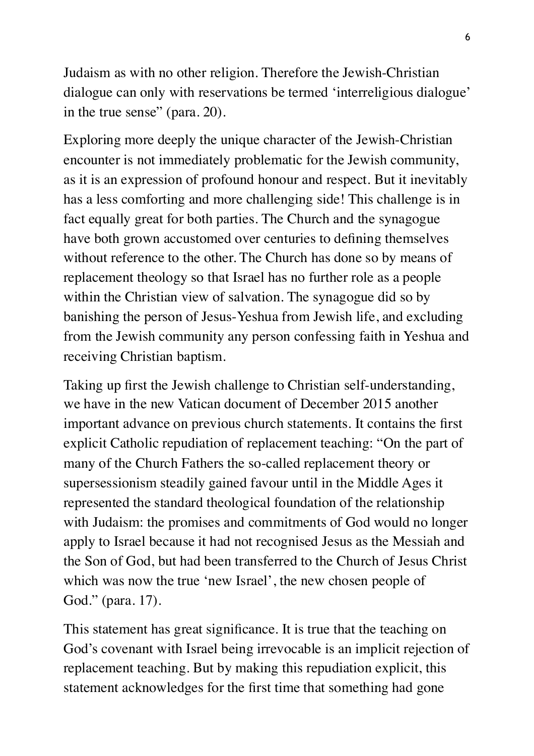Judaism as with no other religion. Therefore the Jewish-Christian dialogue can only with reservations be termed 'interreligious dialogue' in the true sense" (para. 20).

Exploring more deeply the unique character of the Jewish-Christian encounter is not immediately problematic for the Jewish community, as it is an expression of profound honour and respect. But it inevitably has a less comforting and more challenging side! This challenge is in fact equally great for both parties. The Church and the synagogue have both grown accustomed over centuries to defining themselves without reference to the other. The Church has done so by means of replacement theology so that Israel has no further role as a people within the Christian view of salvation. The synagogue did so by banishing the person of Jesus-Yeshua from Jewish life, and excluding from the Jewish community any person confessing faith in Yeshua and receiving Christian baptism.

Taking up first the Jewish challenge to Christian self-understanding, we have in the new Vatican document of December 2015 another important advance on previous church statements. It contains the first explicit Catholic repudiation of replacement teaching: "On the part of many of the Church Fathers the so-called replacement theory or supersessionism steadily gained favour until in the Middle Ages it represented the standard theological foundation of the relationship with Judaism: the promises and commitments of God would no longer apply to Israel because it had not recognised Jesus as the Messiah and the Son of God, but had been transferred to the Church of Jesus Christ which was now the true 'new Israel', the new chosen people of God." (para. 17).

This statement has great significance. It is true that the teaching on God's covenant with Israel being irrevocable is an implicit rejection of replacement teaching. But by making this repudiation explicit, this statement acknowledges for the first time that something had gone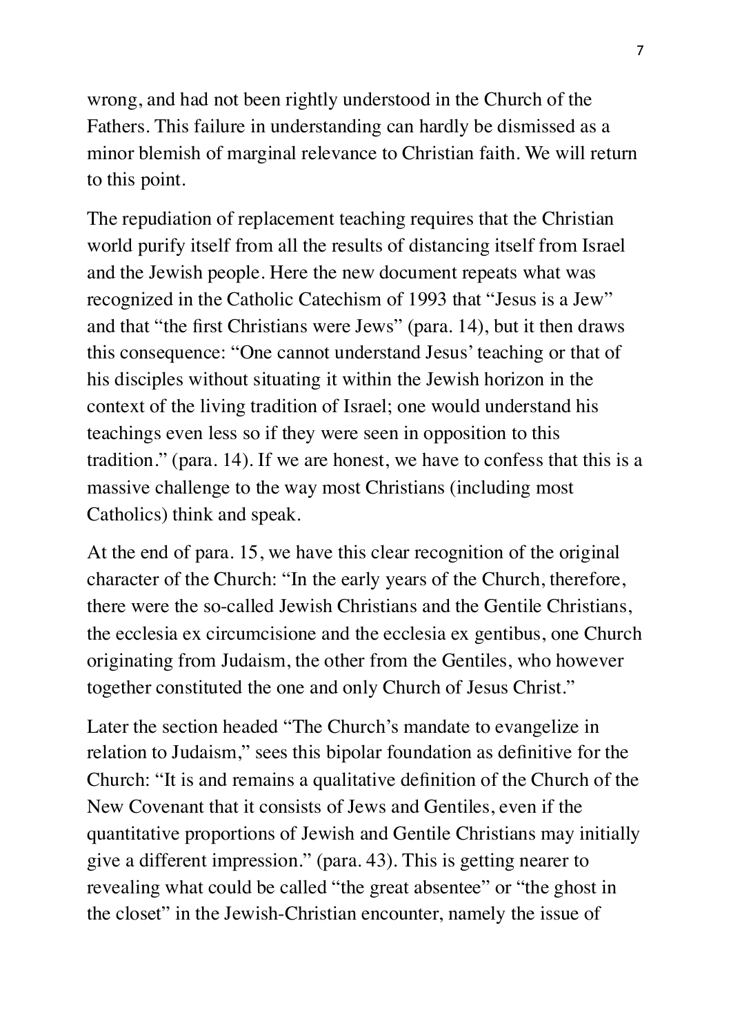wrong, and had not been rightly understood in the Church of the Fathers. This failure in understanding can hardly be dismissed as a minor blemish of marginal relevance to Christian faith. We will return to this point.

The repudiation of replacement teaching requires that the Christian world purify itself from all the results of distancing itself from Israel and the Jewish people. Here the new document repeats what was recognized in the Catholic Catechism of 1993 that "Jesus is a Jew" and that "the first Christians were Jews" (para. 14), but it then draws this consequence: "One cannot understand Jesus' teaching or that of his disciples without situating it within the Jewish horizon in the context of the living tradition of Israel; one would understand his teachings even less so if they were seen in opposition to this tradition." (para. 14). If we are honest, we have to confess that this is a massive challenge to the way most Christians (including most Catholics) think and speak.

At the end of para. 15, we have this clear recognition of the original character of the Church: "In the early years of the Church, therefore, there were the so-called Jewish Christians and the Gentile Christians, the ecclesia ex circumcisione and the ecclesia ex gentibus, one Church originating from Judaism, the other from the Gentiles, who however together constituted the one and only Church of Jesus Christ."

Later the section headed "The Church's mandate to evangelize in relation to Judaism," sees this bipolar foundation as definitive for the Church: "It is and remains a qualitative definition of the Church of the New Covenant that it consists of Jews and Gentiles, even if the quantitative proportions of Jewish and Gentile Christians may initially give a different impression." (para. 43). This is getting nearer to revealing what could be called "the great absentee" or "the ghost in the closet" in the Jewish-Christian encounter, namely the issue of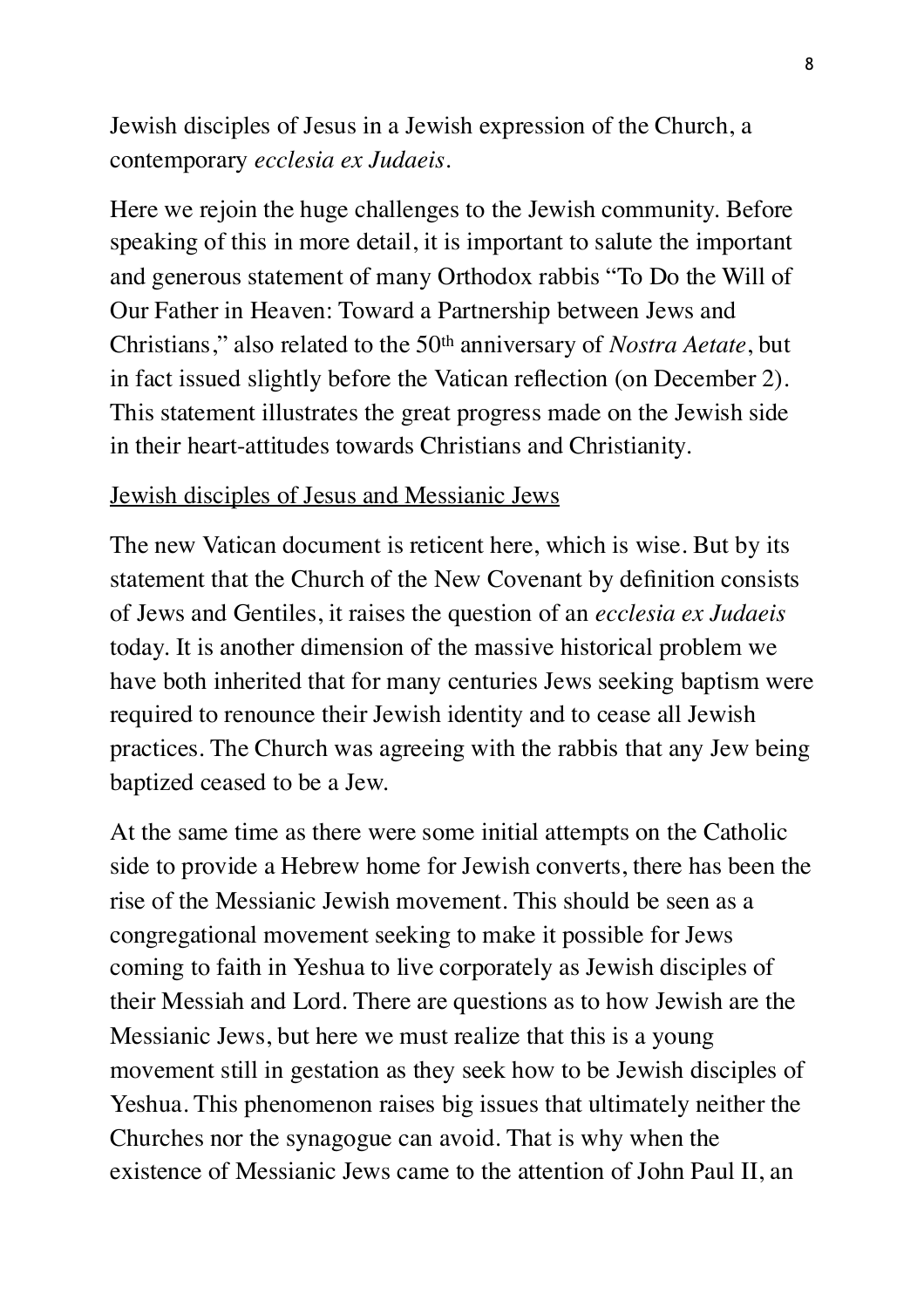Jewish disciples of Jesus in a Jewish expression of the Church, a contemporary *ecclesia ex Judaeis*.

Here we rejoin the huge challenges to the Jewish community. Before speaking of this in more detail, it is important to salute the important and generous statement of many Orthodox rabbis "To Do the Will of Our Father in Heaven: Toward a Partnership between Jews and Christians," also related to the 50th anniversary of *Nostra Aetate*, but in fact issued slightly before the Vatican reflection (on December 2). This statement illustrates the great progress made on the Jewish side in their heart-attitudes towards Christians and Christianity.

<u>Jewish disciples of Jesus and Messianic Jews</u>

The new Vatican document is reticent here, which is wise. But by its statement that the Church of the New Covenant by definition consists of Jews and Gentiles, it raises the question of an *ecclesia ex Judaeis* today. It is another dimension of the massive historical problem we have both inherited that for many centuries Jews seeking baptism were required to renounce their Jewish identity and to cease all Jewish practices. The Church was agreeing with the rabbis that any Jew being baptized ceased to be a Jew.

At the same time as there were some initial attempts on the Catholic side to provide a Hebrew home for Jewish converts, there has been the rise of the Messianic Jewish movement. This should be seen as a congregational movement seeking to make it possible for Jews coming to faith in Yeshua to live corporately as Jewish disciples of their Messiah and Lord. There are questions as to how Jewish are the Messianic Jews, but here we must realize that this is a young movement still in gestation as they seek how to be Jewish disciples of Yeshua. This phenomenon raises big issues that ultimately neither the Churches nor the synagogue can avoid. That is why when the existence of Messianic Jews came to the attention of John Paul II, an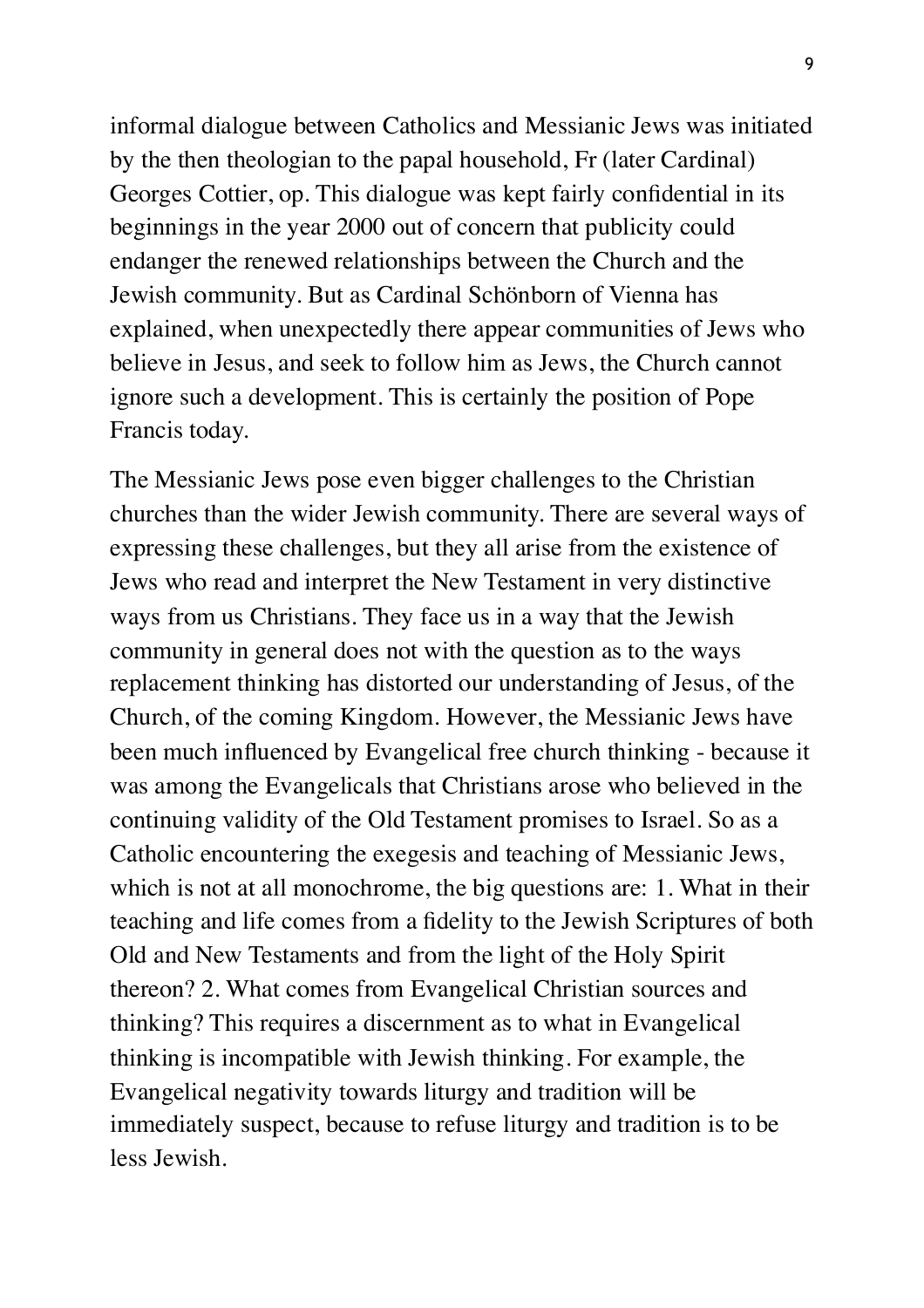informal dialogue between Catholics and Messianic Jews was initiated by the then theologian to the papal household, Fr (later Cardinal) Georges Cottier, op. This dialogue was kept fairly confidential in its beginnings in the year 2000 out of concern that publicity could endanger the renewed relationships between the Church and the Jewish community. But as Cardinal Schönborn of Vienna has explained, when unexpectedly there appear communities of Jews who believe in Jesus, and seek to follow him as Jews, the Church cannot ignore such a development. This is certainly the position of Pope Francis today.

The Messianic Jews pose even bigger challenges to the Christian churches than the wider Jewish community. There are several ways of expressing these challenges, but they all arise from the existence of Jews who read and interpret the New Testament in very distinctive ways from us Christians. They face us in a way that the Jewish community in general does not with the question as to the ways replacement thinking has distorted our understanding of Jesus, of the Church, of the coming Kingdom. However, the Messianic Jews have been much influenced by Evangelical free church thinking - because it was among the Evangelicals that Christians arose who believed in the continuing validity of the Old Testament promises to Israel. So as a Catholic encountering the exegesis and teaching of Messianic Jews, which is not at all monochrome, the big questions are: 1. What in their teaching and life comes from a fidelity to the Jewish Scriptures of both Old and New Testaments and from the light of the Holy Spirit thereon? 2. What comes from Evangelical Christian sources and thinking? This requires a discernment as to what in Evangelical thinking is incompatible with Jewish thinking. For example, the Evangelical negativity towards liturgy and tradition will be immediately suspect, because to refuse liturgy and tradition is to be less Jewish.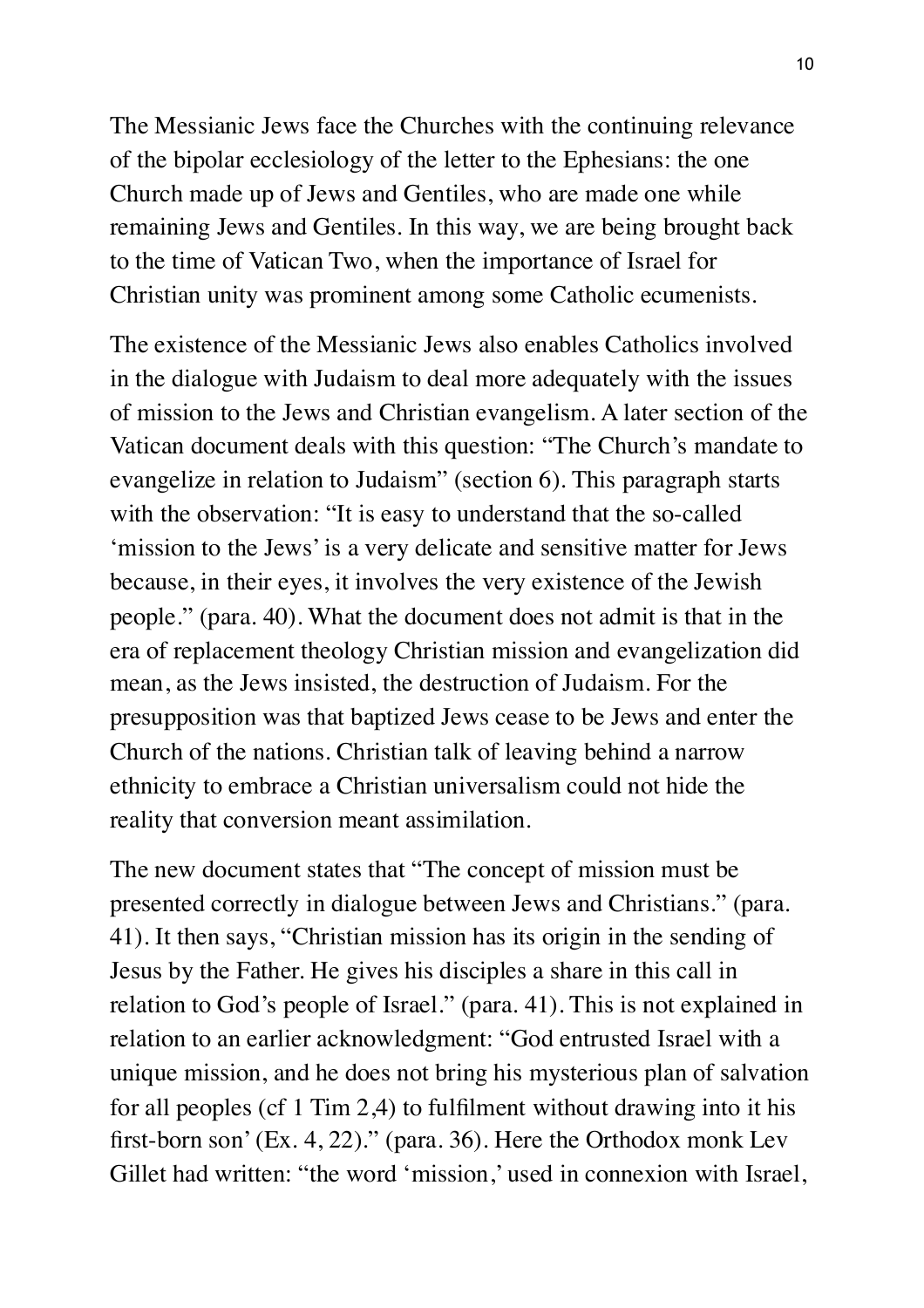The Messianic Jews face the Churches with the continuing relevance of the bipolar ecclesiology of the letter to the Ephesians: the one Church made up of Jews and Gentiles, who are made one while remaining Jews and Gentiles. In this way, we are being brought back to the time of Vatican Two, when the importance of Israel for Christian unity was prominent among some Catholic ecumenists.

The existence of the Messianic Jews also enables Catholics involved in the dialogue with Judaism to deal more adequately with the issues of mission to the Jews and Christian evangelism. A later section of the Vatican document deals with this question: "The Church's mandate to evangelize in relation to Judaism" (section 6). This paragraph starts with the observation: "It is easy to understand that the so-called 'mission to the Jews' is a very delicate and sensitive matter for Jews because, in their eyes, it involves the very existence of the Jewish people." (para. 40). What the document does not admit is that in the era of replacement theology Christian mission and evangelization did mean, as the Jews insisted, the destruction of Judaism. For the presupposition was that baptized Jews cease to be Jews and enter the Church of the nations. Christian talk of leaving behind a narrow ethnicity to embrace a Christian universalism could not hide the reality that conversion meant assimilation.

The new document states that "The concept of mission must be presented correctly in dialogue between Jews and Christians." (para. 41). It then says, "Christian mission has its origin in the sending of Jesus by the Father. He gives his disciples a share in this call in relation to God's people of Israel." (para. 41). This is not explained in relation to an earlier acknowledgment: "God entrusted Israel with a unique mission, and he does not bring his mysterious plan of salvation for all peoples (cf 1 Tim 2,4) to fulfilment without drawing into it his first-born son' (Ex. 4, 22)." (para. 36). Here the Orthodox monk Lev Gillet had written: "the word 'mission,' used in connexion with Israel,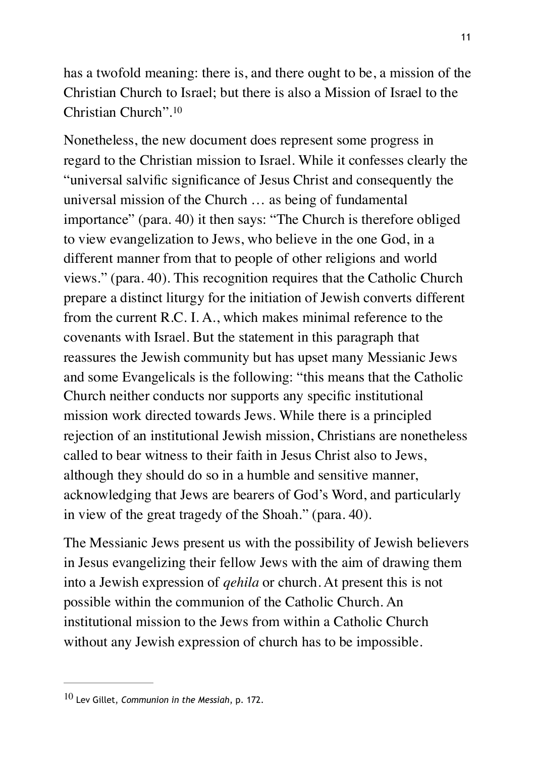has a twofold meaning: there is, and there ought to be, a mission of the Christian Church to Israel; but there is also a Mission of Israel to the Christian Church".[10]

Nonetheless, the new document does represent some progress in regard to the Christian mission to Israel. While it confesses clearly the "universal salvific significance of Jesus Christ and consequently the universal mission of the Church … as being of fundamental importance" (para. 40) it then says: "The Church is therefore obliged to view evangelization to Jews, who believe in the one God, in a different manner from that to people of other religions and world views." (para. 40). This recognition requires that the Catholic Church prepare a distinct liturgy for the initiation of Jewish converts different from the current R.C. I. A., which makes minimal reference to the covenants with Israel. But the statement in this paragraph that reassures the Jewish community but has upset many Messianic Jews and some Evangelicals is the following: "this means that the Catholic Church neither conducts nor supports any specific institutional mission work directed towards Jews. While there is a principled rejection of an institutional Jewish mission, Christians are nonetheless called to bear witness to their faith in Jesus Christ also to Jews, although they should do so in a humble and sensitive manner, acknowledging that Jews are bearers of God's Word, and particularly in view of the great tragedy of the Shoah." (para. 40).

The Messianic Jews present us with the possibility of Jewish believers in Jesus evangelizing their fellow Jews with the aim of drawing them into a Jewish expression of *qehila* or church. At present this is not possible within the communion of the Catholic Church. An institutional mission to the Jews from within a Catholic Church without any Jewish expression of church has to be impossible.

---

[10] Lev Gillet, *Communion in the Messiah*, p. 172.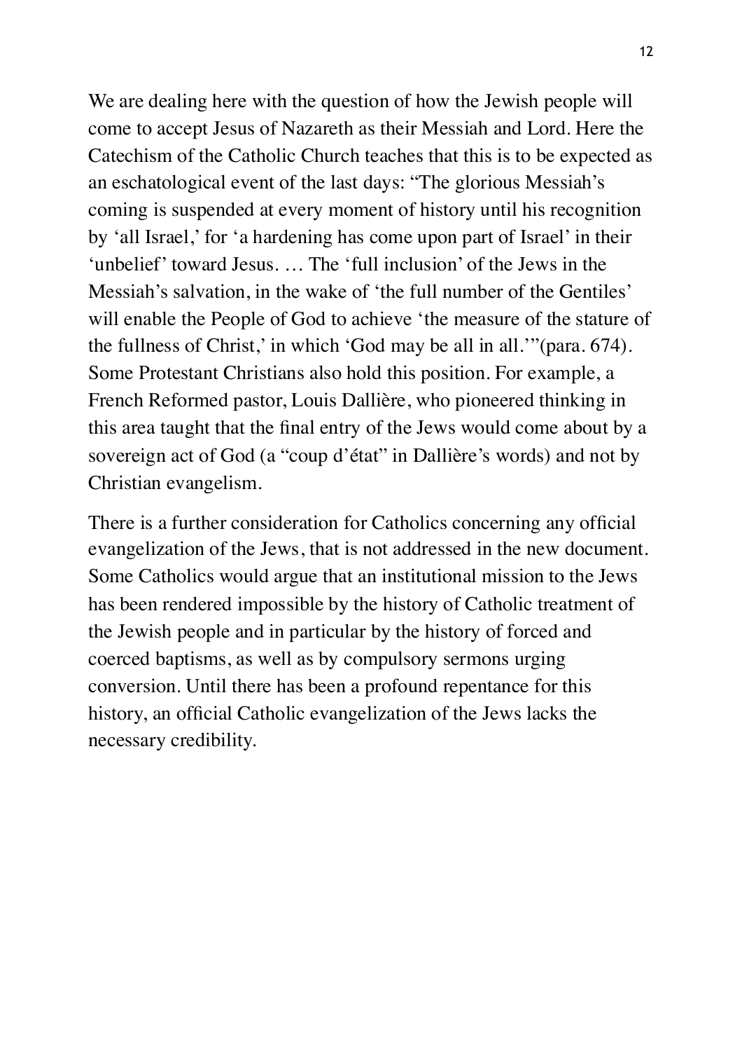We are dealing here with the question of how the Jewish people will come to accept Jesus of Nazareth as their Messiah and Lord. Here the Catechism of the Catholic Church teaches that this is to be expected as an eschatological event of the last days: "The glorious Messiah's coming is suspended at every moment of history until his recognition by 'all Israel,' for 'a hardening has come upon part of Israel' in their 'unbelief' toward Jesus. … The 'full inclusion' of the Jews in the Messiah's salvation, in the wake of 'the full number of the Gentiles' will enable the People of God to achieve 'the measure of the stature of the fullness of Christ,' in which 'God may be all in all.'"(para. 674). Some Protestant Christians also hold this position. For example, a French Reformed pastor, Louis Dallière, who pioneered thinking in this area taught that the final entry of the Jews would come about by a sovereign act of God (a "coup d'état" in Dallière's words) and not by Christian evangelism.

There is a further consideration for Catholics concerning any official evangelization of the Jews, that is not addressed in the new document. Some Catholics would argue that an institutional mission to the Jews has been rendered impossible by the history of Catholic treatment of the Jewish people and in particular by the history of forced and coerced baptisms, as well as by compulsory sermons urging conversion. Until there has been a profound repentance for this history, an official Catholic evangelization of the Jews lacks the necessary credibility.